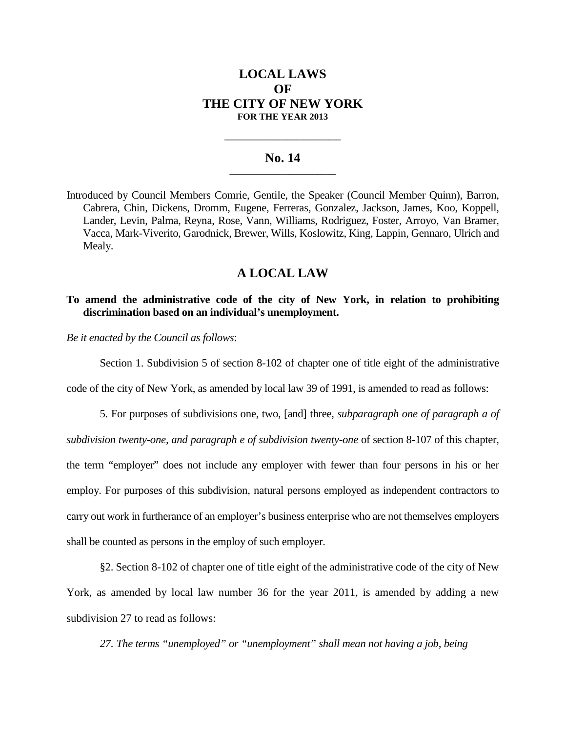# LOCAL LAWS
# OF
# THE CITY OF NEW YORK
**FOR THE YEAR 2013**

---

## No. 14

---

Introduced by Council Members Comrie, Gentile, the Speaker (Council Member Quinn), Barron, Cabrera, Chin, Dickens, Dromm, Eugene, Ferreras, Gonzalez, Jackson, James, Koo, Koppell, Lander, Levin, Palma, Reyna, Rose, Vann, Williams, Rodriguez, Foster, Arroyo, Van Bramer, Vacca, Mark-Viverito, Garodnick, Brewer, Wills, Koslowitz, King, Lappin, Gennaro, Ulrich and Mealy.

## A LOCAL LAW

**To amend the administrative code of the city of New York, in relation to prohibiting discrimination based on an individual's unemployment.**

*Be it enacted by the Council as follows*:

Section 1. Subdivision 5 of section 8-102 of chapter one of title eight of the administrative code of the city of New York, as amended by local law 39 of 1991, is amended to read as follows:

5. For purposes of subdivisions one, two, [and] three, *subparagraph one of paragraph a of subdivision twenty-one, and paragraph e of subdivision twenty-one* of section 8-107 of this chapter, the term "employer" does not include any employer with fewer than four persons in his or her employ. For purposes of this subdivision, natural persons employed as independent contractors to carry out work in furtherance of an employer's business enterprise who are not themselves employers shall be counted as persons in the employ of such employer.

§2. Section 8-102 of chapter one of title eight of the administrative code of the city of New York, as amended by local law number 36 for the year 2011, is amended by adding a new subdivision 27 to read as follows:

*27. The terms "unemployed" or "unemployment" shall mean not having a job, being*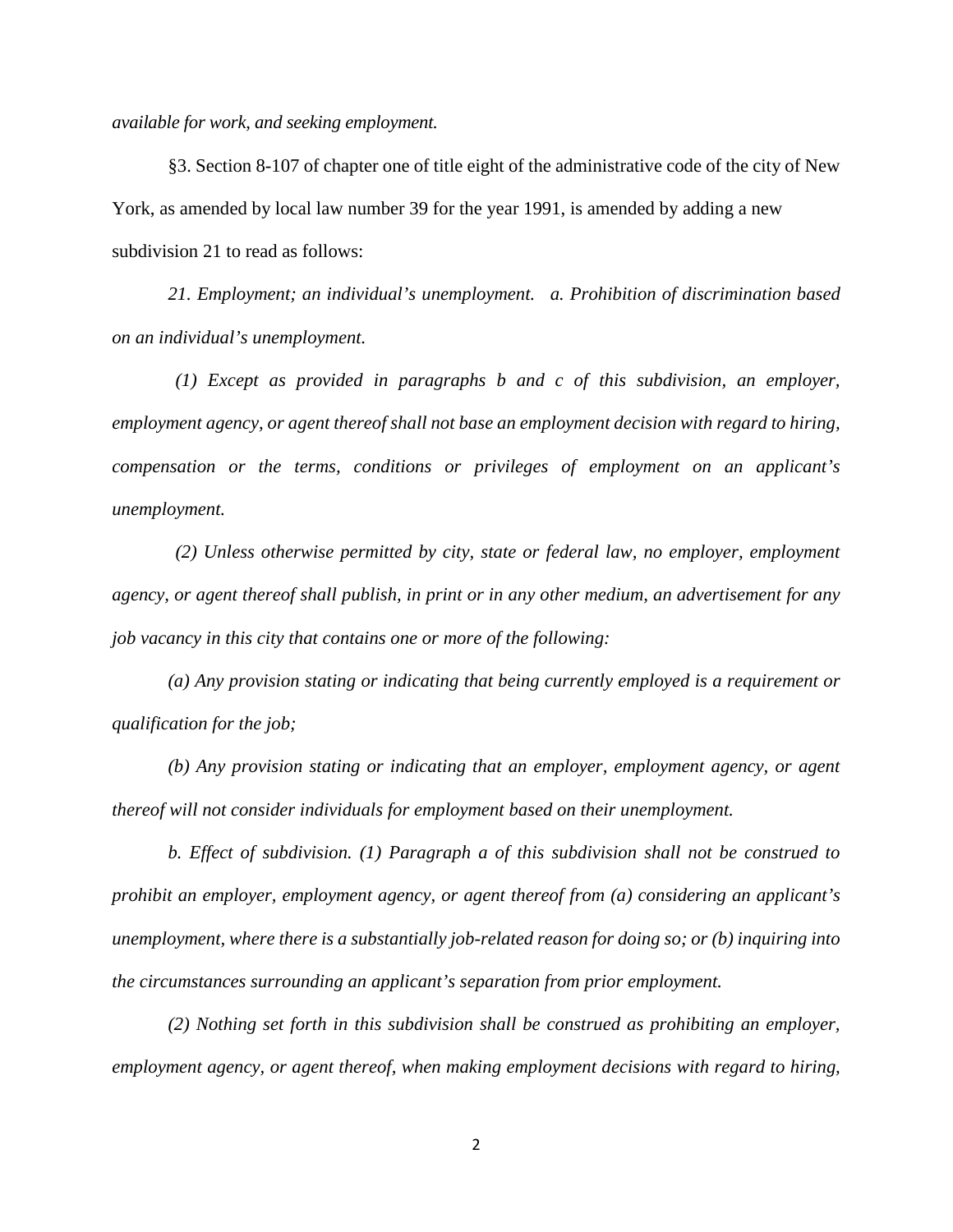*available for work, and seeking employment.*

§3. Section 8-107 of chapter one of title eight of the administrative code of the city of New York, as amended by local law number 39 for the year 1991, is amended by adding a new subdivision 21 to read as follows:

*21. Employment; an individual's unemployment. a. Prohibition of discrimination based on an individual's unemployment.*

*(1) Except as provided in paragraphs b and c of this subdivision, an employer, employment agency, or agent thereof shall not base an employment decision with regard to hiring, compensation or the terms, conditions or privileges of employment on an applicant's unemployment.*

*(2) Unless otherwise permitted by city, state or federal law, no employer, employment agency, or agent thereof shall publish, in print or in any other medium, an advertisement for any job vacancy in this city that contains one or more of the following:*

*(a) Any provision stating or indicating that being currently employed is a requirement or qualification for the job;*

*(b) Any provision stating or indicating that an employer, employment agency, or agent thereof will not consider individuals for employment based on their unemployment.*

*b. Effect of subdivision. (1) Paragraph a of this subdivision shall not be construed to prohibit an employer, employment agency, or agent thereof from (a) considering an applicant's unemployment, where there is a substantially job-related reason for doing so; or (b) inquiring into the circumstances surrounding an applicant's separation from prior employment.*

*(2) Nothing set forth in this subdivision shall be construed as prohibiting an employer, employment agency, or agent thereof, when making employment decisions with regard to hiring,*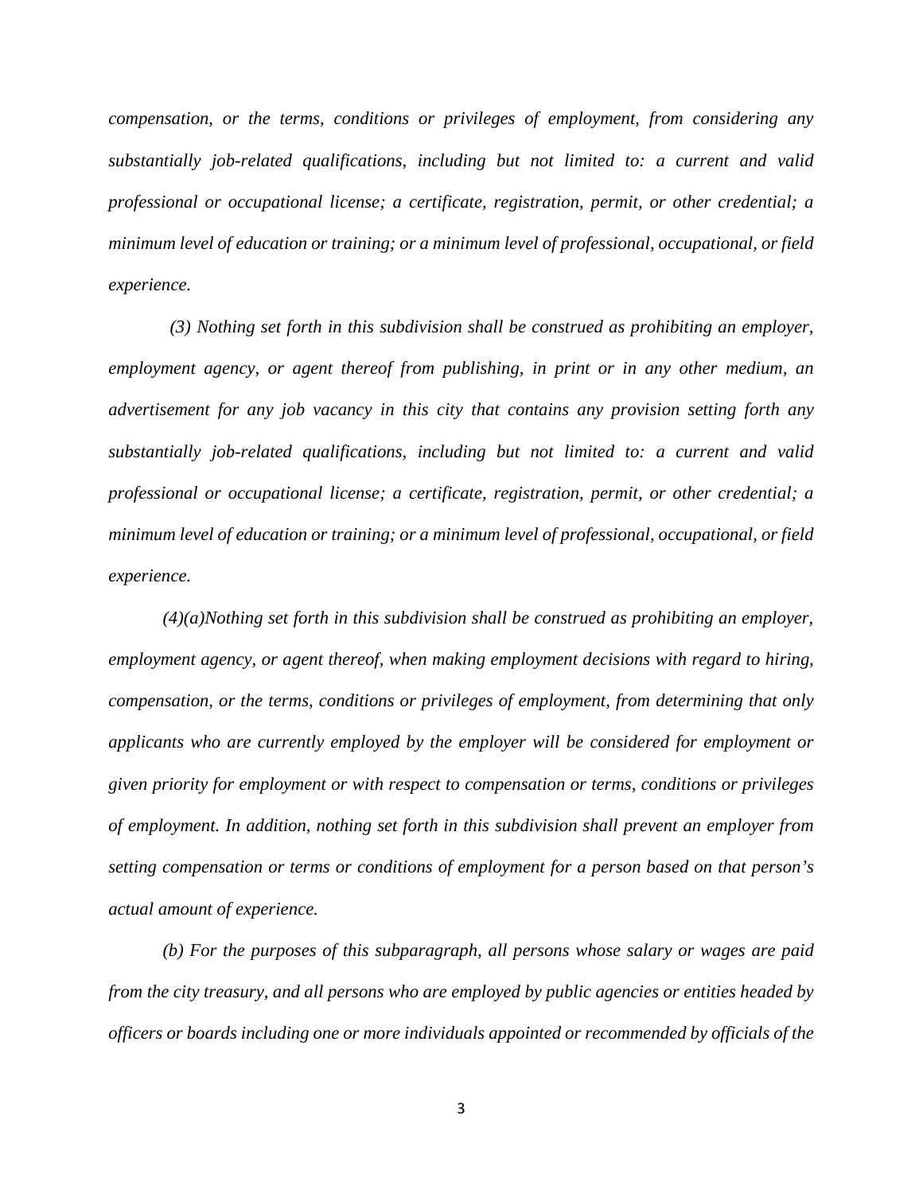*compensation, or the terms, conditions or privileges of employment, from considering any substantially job-related qualifications, including but not limited to: a current and valid professional or occupational license; a certificate, registration, permit, or other credential; a minimum level of education or training; or a minimum level of professional, occupational, or field experience.*

*(3) Nothing set forth in this subdivision shall be construed as prohibiting an employer, employment agency, or agent thereof from publishing, in print or in any other medium, an advertisement for any job vacancy in this city that contains any provision setting forth any substantially job-related qualifications, including but not limited to: a current and valid professional or occupational license; a certificate, registration, permit, or other credential; a minimum level of education or training; or a minimum level of professional, occupational, or field experience.*

*(4)(a)Nothing set forth in this subdivision shall be construed as prohibiting an employer, employment agency, or agent thereof, when making employment decisions with regard to hiring, compensation, or the terms, conditions or privileges of employment, from determining that only applicants who are currently employed by the employer will be considered for employment or given priority for employment or with respect to compensation or terms, conditions or privileges of employment. In addition, nothing set forth in this subdivision shall prevent an employer from setting compensation or terms or conditions of employment for a person based on that person's actual amount of experience.*

*(b) For the purposes of this subparagraph, all persons whose salary or wages are paid from the city treasury, and all persons who are employed by public agencies or entities headed by officers or boards including one or more individuals appointed or recommended by officials of the*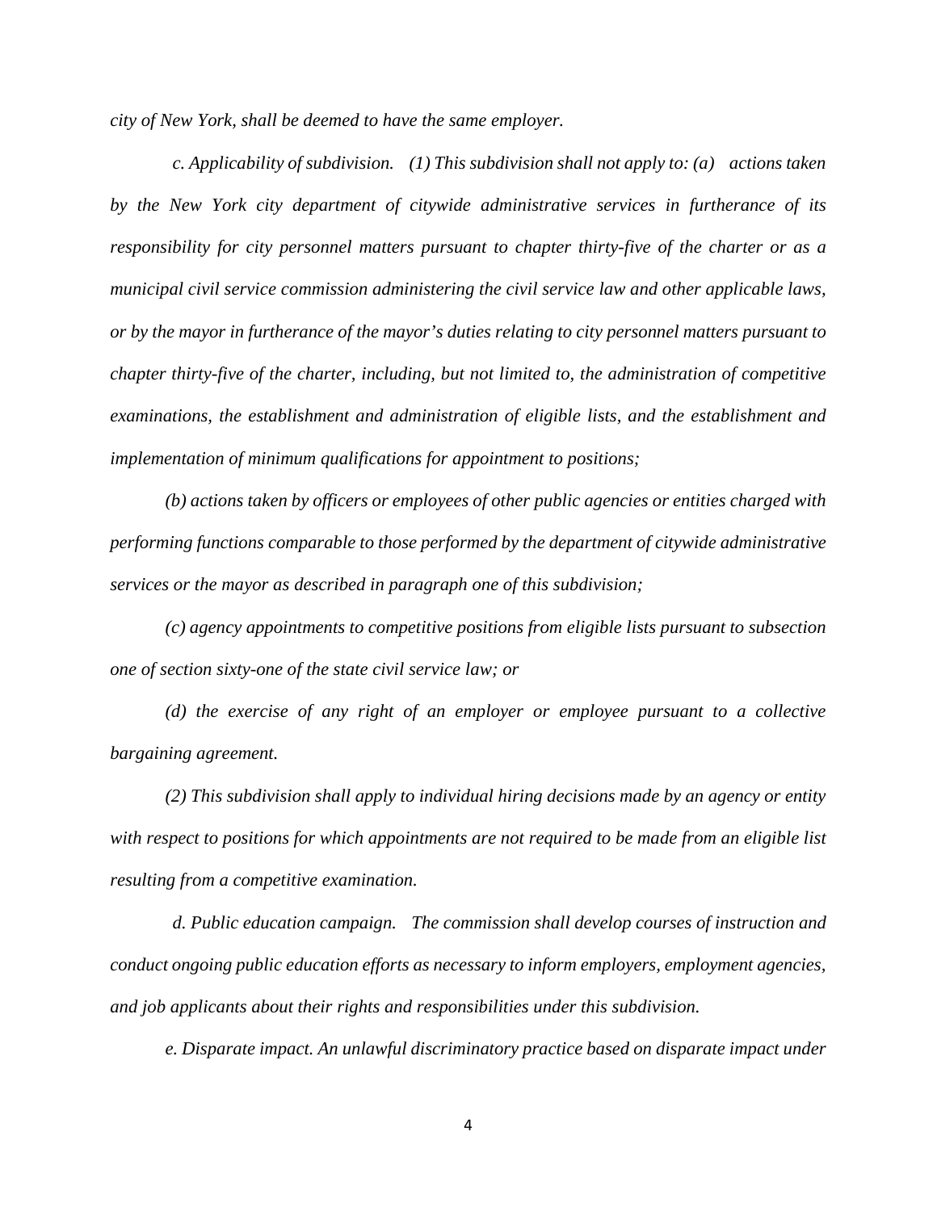*city of New York, shall be deemed to have the same employer.*

*c. Applicability of subdivision. (1) This subdivision shall not apply to: (a) actions taken by the New York city department of citywide administrative services in furtherance of its responsibility for city personnel matters pursuant to chapter thirty-five of the charter or as a municipal civil service commission administering the civil service law and other applicable laws, or by the mayor in furtherance of the mayor's duties relating to city personnel matters pursuant to chapter thirty-five of the charter, including, but not limited to, the administration of competitive examinations, the establishment and administration of eligible lists, and the establishment and implementation of minimum qualifications for appointment to positions;*

*(b) actions taken by officers or employees of other public agencies or entities charged with performing functions comparable to those performed by the department of citywide administrative services or the mayor as described in paragraph one of this subdivision;*

*(c) agency appointments to competitive positions from eligible lists pursuant to subsection one of section sixty-one of the state civil service law; or*

*(d) the exercise of any right of an employer or employee pursuant to a collective bargaining agreement.*

*(2) This subdivision shall apply to individual hiring decisions made by an agency or entity with respect to positions for which appointments are not required to be made from an eligible list resulting from a competitive examination.*

*d. Public education campaign. The commission shall develop courses of instruction and conduct ongoing public education efforts as necessary to inform employers, employment agencies, and job applicants about their rights and responsibilities under this subdivision.*

*e. Disparate impact. An unlawful discriminatory practice based on disparate impact under*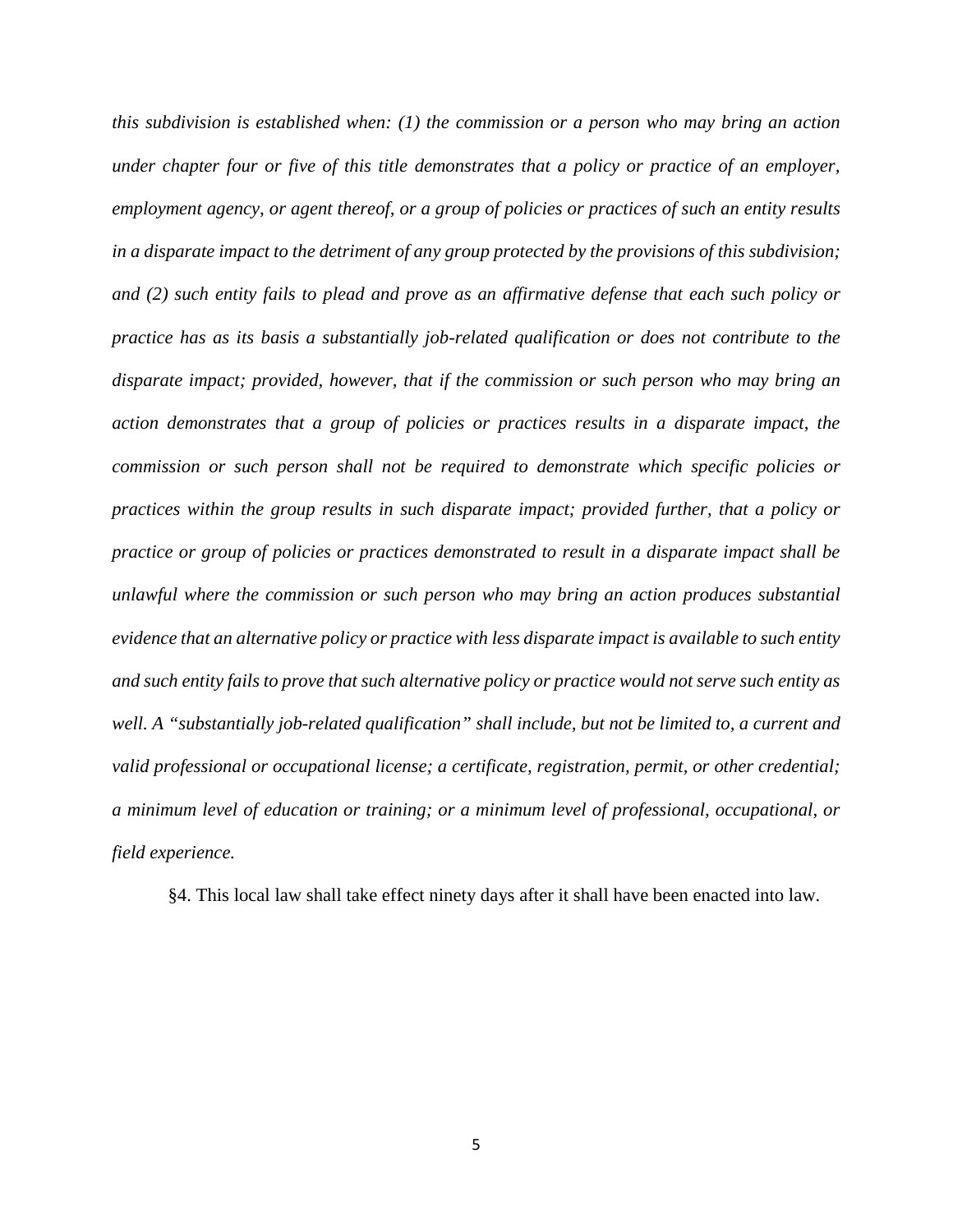*this subdivision is established when: (1) the commission or a person who may bring an action under chapter four or five of this title demonstrates that a policy or practice of an employer, employment agency, or agent thereof, or a group of policies or practices of such an entity results in a disparate impact to the detriment of any group protected by the provisions of this subdivision; and (2) such entity fails to plead and prove as an affirmative defense that each such policy or practice has as its basis a substantially job-related qualification or does not contribute to the disparate impact; provided, however, that if the commission or such person who may bring an action demonstrates that a group of policies or practices results in a disparate impact, the commission or such person shall not be required to demonstrate which specific policies or practices within the group results in such disparate impact; provided further, that a policy or practice or group of policies or practices demonstrated to result in a disparate impact shall be unlawful where the commission or such person who may bring an action produces substantial evidence that an alternative policy or practice with less disparate impact is available to such entity and such entity fails to prove that such alternative policy or practice would not serve such entity as well. A "substantially job-related qualification" shall include, but not be limited to, a current and valid professional or occupational license; a certificate, registration, permit, or other credential; a minimum level of education or training; or a minimum level of professional, occupational, or field experience.*

§4. This local law shall take effect ninety days after it shall have been enacted into law.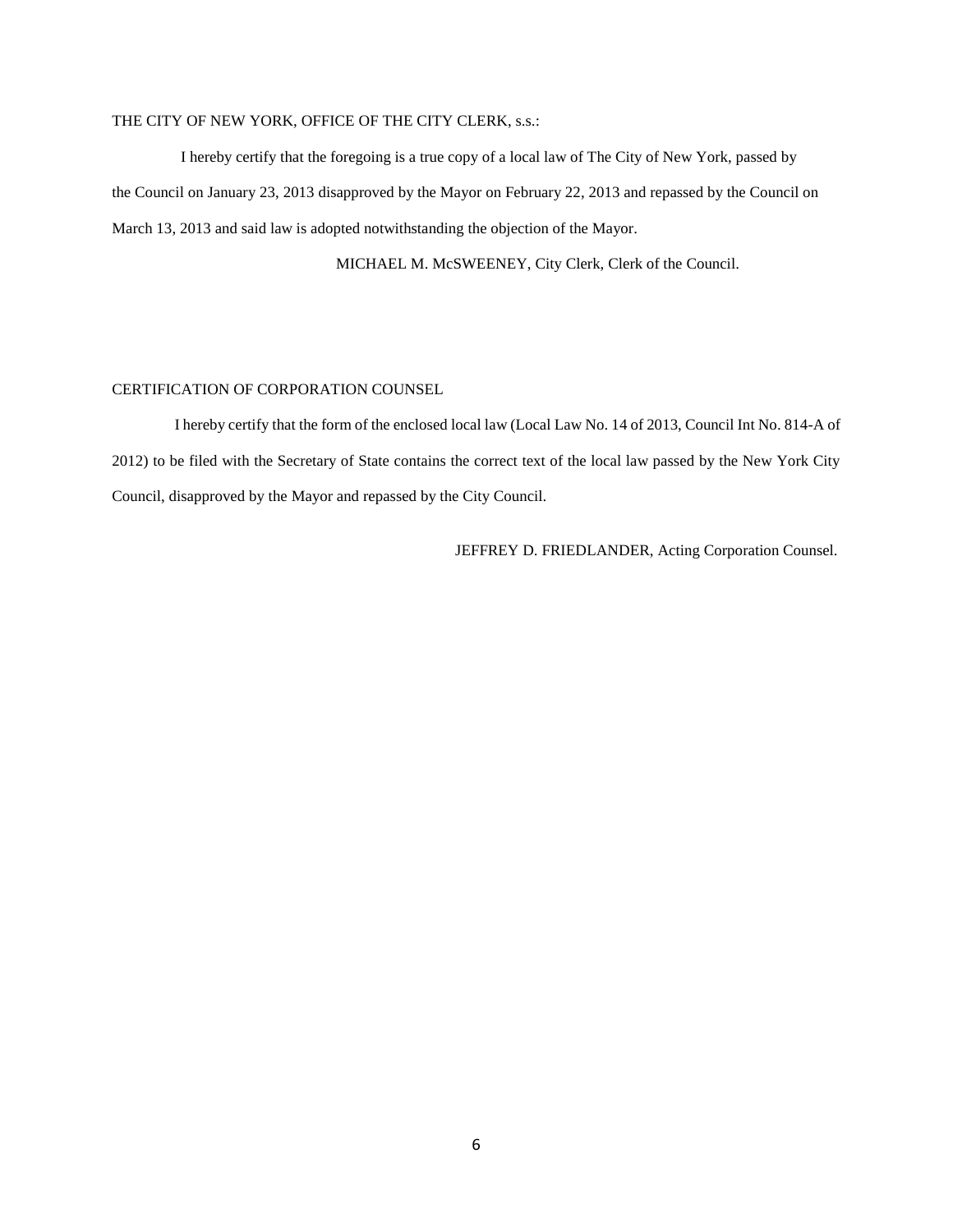THE CITY OF NEW YORK, OFFICE OF THE CITY CLERK, s.s.:

I hereby certify that the foregoing is a true copy of a local law of The City of New York, passed by the Council on January 23, 2013 disapproved by the Mayor on February 22, 2013 and repassed by the Council on March 13, 2013 and said law is adopted notwithstanding the objection of the Mayor.

MICHAEL M. McSWEENEY, City Clerk, Clerk of the Council.

CERTIFICATION OF CORPORATION COUNSEL

I hereby certify that the form of the enclosed local law (Local Law No. 14 of 2013, Council Int No. 814-A of 2012) to be filed with the Secretary of State contains the correct text of the local law passed by the New York City Council, disapproved by the Mayor and repassed by the City Council.

JEFFREY D. FRIEDLANDER, Acting Corporation Counsel.